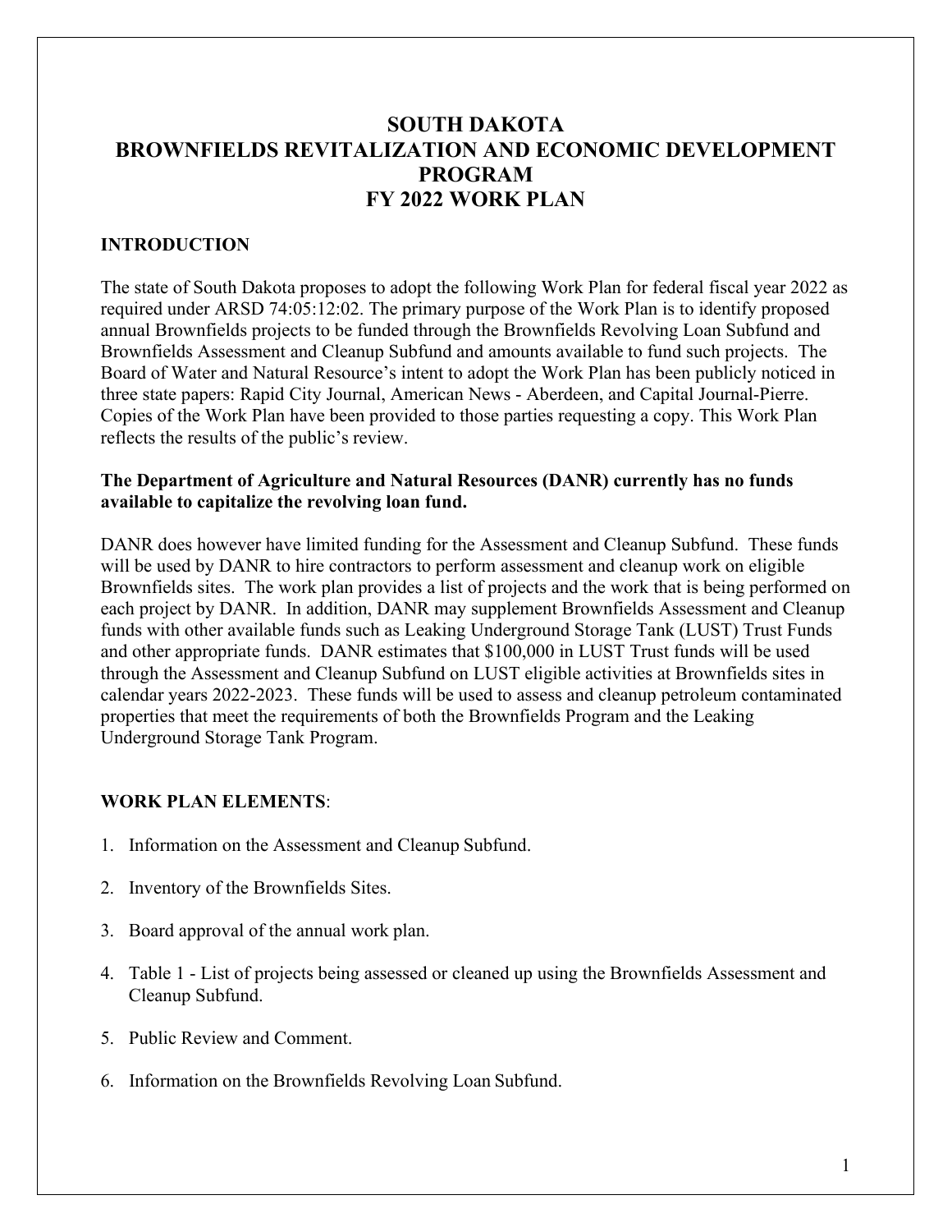# SOUTH DAKOTA
# BROWNFIELDS REVITALIZATION AND ECONOMIC DEVELOPMENT PROGRAM
# FY 2022 WORK PLAN

## INTRODUCTION

The state of South Dakota proposes to adopt the following Work Plan for federal fiscal year 2022 as required under ARSD 74:05:12:02. The primary purpose of the Work Plan is to identify proposed annual Brownfields projects to be funded through the Brownfields Revolving Loan Subfund and Brownfields Assessment and Cleanup Subfund and amounts available to fund such projects. The Board of Water and Natural Resource's intent to adopt the Work Plan has been publicly noticed in three state papers: Rapid City Journal, American News - Aberdeen, and Capital Journal-Pierre. Copies of the Work Plan have been provided to those parties requesting a copy. This Work Plan reflects the results of the public's review.

**The Department of Agriculture and Natural Resources (DANR) currently has no funds available to capitalize the revolving loan fund.**

DANR does however have limited funding for the Assessment and Cleanup Subfund. These funds will be used by DANR to hire contractors to perform assessment and cleanup work on eligible Brownfields sites. The work plan provides a list of projects and the work that is being performed on each project by DANR. In addition, DANR may supplement Brownfields Assessment and Cleanup funds with other available funds such as Leaking Underground Storage Tank (LUST) Trust Funds and other appropriate funds. DANR estimates that $100,000 in LUST Trust funds will be used through the Assessment and Cleanup Subfund on LUST eligible activities at Brownfields sites in calendar years 2022-2023. These funds will be used to assess and cleanup petroleum contaminated properties that meet the requirements of both the Brownfields Program and the Leaking Underground Storage Tank Program.

## WORK PLAN ELEMENTS:

1. Information on the Assessment and Cleanup Subfund.
2. Inventory of the Brownfields Sites.
3. Board approval of the annual work plan.
4. Table 1 - List of projects being assessed or cleaned up using the Brownfields Assessment and Cleanup Subfund.
5. Public Review and Comment.
6. Information on the Brownfields Revolving Loan Subfund.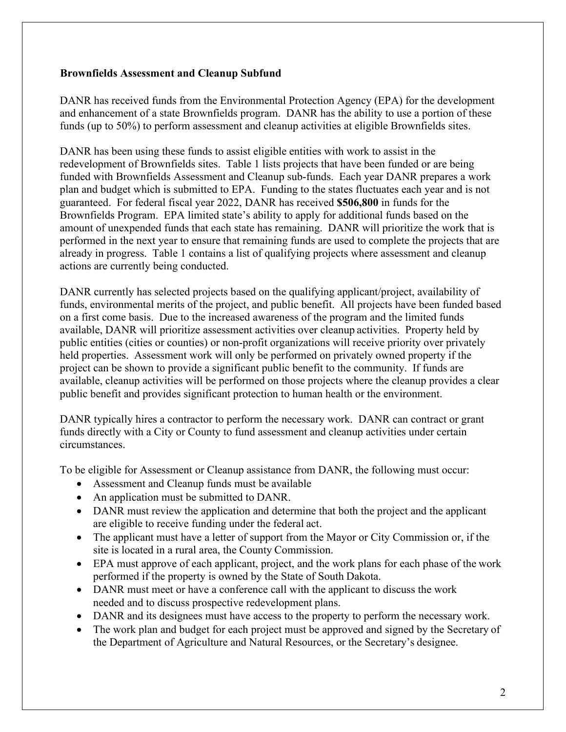## Brownfields Assessment and Cleanup Subfund

DANR has received funds from the Environmental Protection Agency (EPA) for the development and enhancement of a state Brownfields program. DANR has the ability to use a portion of these funds (up to 50%) to perform assessment and cleanup activities at eligible Brownfields sites.

DANR has been using these funds to assist eligible entities with work to assist in the redevelopment of Brownfields sites. Table 1 lists projects that have been funded or are being funded with Brownfields Assessment and Cleanup sub-funds. Each year DANR prepares a work plan and budget which is submitted to EPA. Funding to the states fluctuates each year and is not guaranteed. For federal fiscal year 2022, DANR has received **$506,800** in funds for the Brownfields Program. EPA limited state's ability to apply for additional funds based on the amount of unexpended funds that each state has remaining. DANR will prioritize the work that is performed in the next year to ensure that remaining funds are used to complete the projects that are already in progress. Table 1 contains a list of qualifying projects where assessment and cleanup actions are currently being conducted.

DANR currently has selected projects based on the qualifying applicant/project, availability of funds, environmental merits of the project, and public benefit. All projects have been funded based on a first come basis. Due to the increased awareness of the program and the limited funds available, DANR will prioritize assessment activities over cleanup activities. Property held by public entities (cities or counties) or non-profit organizations will receive priority over privately held properties. Assessment work will only be performed on privately owned property if the project can be shown to provide a significant public benefit to the community. If funds are available, cleanup activities will be performed on those projects where the cleanup provides a clear public benefit and provides significant protection to human health or the environment.

DANR typically hires a contractor to perform the necessary work. DANR can contract or grant funds directly with a City or County to fund assessment and cleanup activities under certain circumstances.

To be eligible for Assessment or Cleanup assistance from DANR, the following must occur:

- Assessment and Cleanup funds must be available
- An application must be submitted to DANR.
- DANR must review the application and determine that both the project and the applicant are eligible to receive funding under the federal act.
- The applicant must have a letter of support from the Mayor or City Commission or, if the site is located in a rural area, the County Commission.
- EPA must approve of each applicant, project, and the work plans for each phase of the work performed if the property is owned by the State of South Dakota.
- DANR must meet or have a conference call with the applicant to discuss the work needed and to discuss prospective redevelopment plans.
- DANR and its designees must have access to the property to perform the necessary work.
- The work plan and budget for each project must be approved and signed by the Secretary of the Department of Agriculture and Natural Resources, or the Secretary's designee.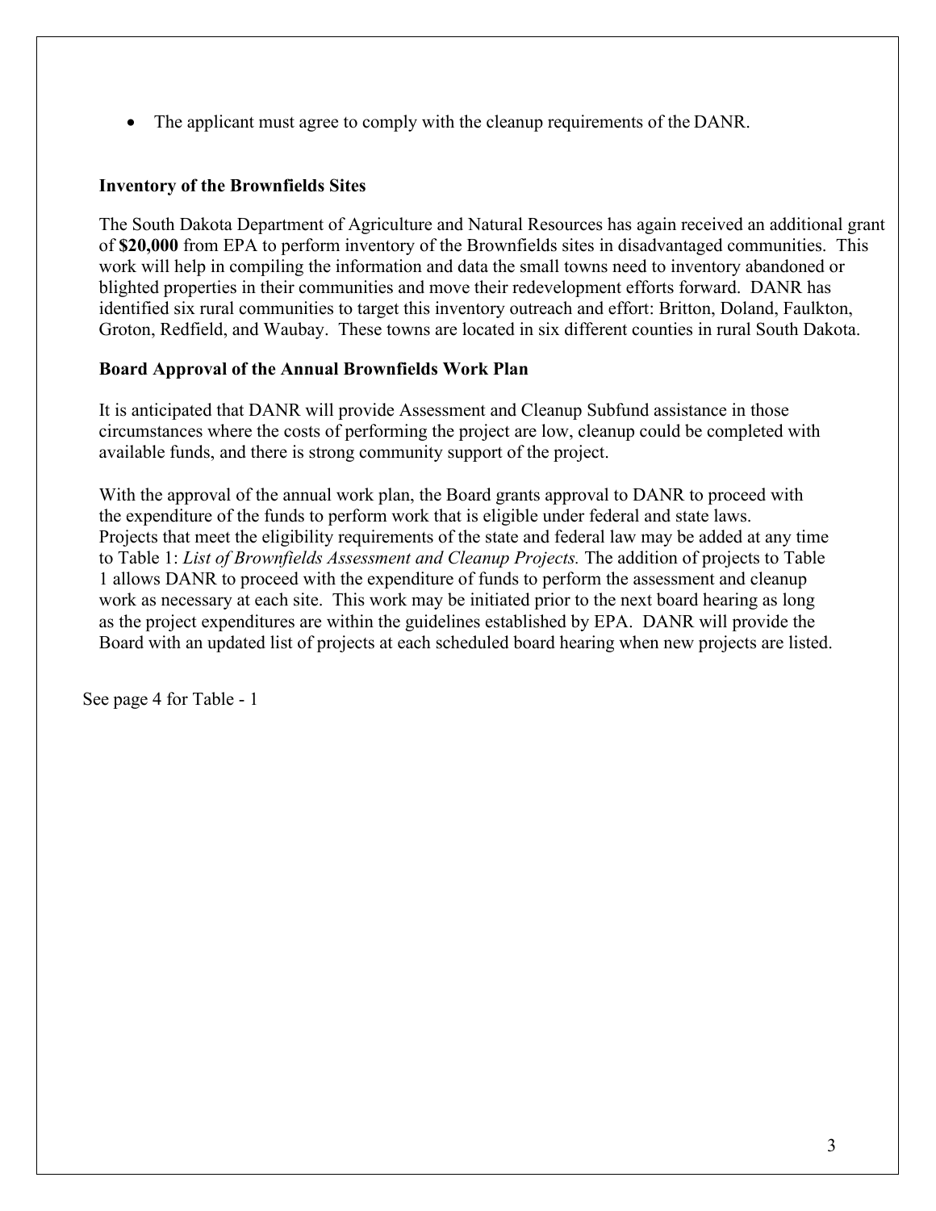- The applicant must agree to comply with the cleanup requirements of the DANR.

**Inventory of the Brownfields Sites**

The South Dakota Department of Agriculture and Natural Resources has again received an additional grant of **$20,000** from EPA to perform inventory of the Brownfields sites in disadvantaged communities. This work will help in compiling the information and data the small towns need to inventory abandoned or blighted properties in their communities and move their redevelopment efforts forward. DANR has identified six rural communities to target this inventory outreach and effort: Britton, Doland, Faulkton, Groton, Redfield, and Waubay. These towns are located in six different counties in rural South Dakota.

**Board Approval of the Annual Brownfields Work Plan**

It is anticipated that DANR will provide Assessment and Cleanup Subfund assistance in those circumstances where the costs of performing the project are low, cleanup could be completed with available funds, and there is strong community support of the project.

With the approval of the annual work plan, the Board grants approval to DANR to proceed with the expenditure of the funds to perform work that is eligible under federal and state laws. Projects that meet the eligibility requirements of the state and federal law may be added at any time to Table 1: *List of Brownfields Assessment and Cleanup Projects.* The addition of projects to Table 1 allows DANR to proceed with the expenditure of funds to perform the assessment and cleanup work as necessary at each site. This work may be initiated prior to the next board hearing as long as the project expenditures are within the guidelines established by EPA. DANR will provide the Board with an updated list of projects at each scheduled board hearing when new projects are listed.

See page 4 for Table - 1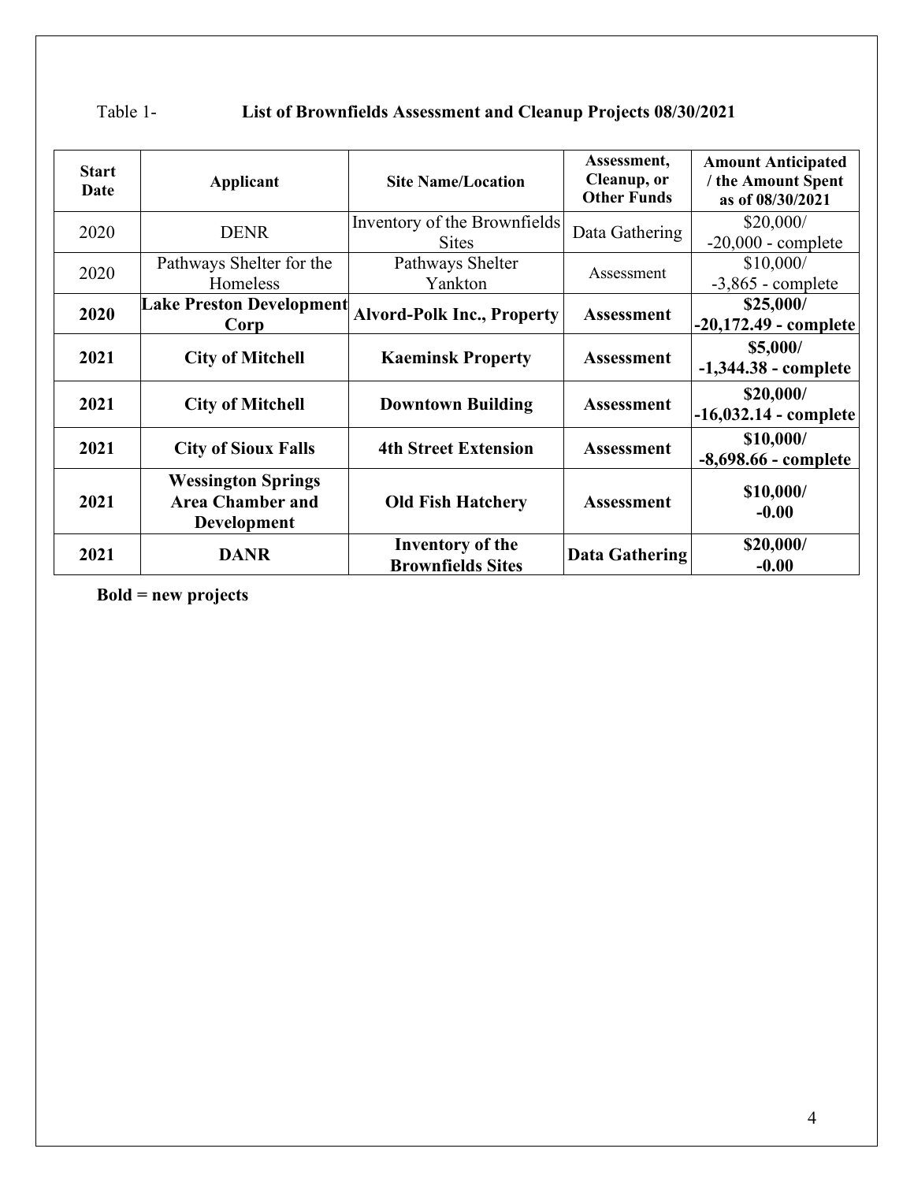Table 1- **List of Brownfields Assessment and Cleanup Projects 08/30/2021**

| Start Date | Applicant | Site Name/Location | Assessment, Cleanup, or Other Funds | Amount Anticipated / the Amount Spent as of 08/30/2021 |
|---|---|---|---|---|
| 2020 | DENR | Inventory of the Brownfields Sites | Data Gathering | \$20,000/ -20,000 - complete |
| 2020 | Pathways Shelter for the Homeless | Pathways Shelter Yankton | Assessment | \$10,000/ -3,865 - complete |
| **2020** | **Lake Preston Development Corp** | **Alvord-Polk Inc., Property** | **Assessment** | **\$25,000/ -20,172.49 - complete** |
| **2021** | **City of Mitchell** | **Kaeminsk Property** | **Assessment** | **\$5,000/ -1,344.38 - complete** |
| **2021** | **City of Mitchell** | **Downtown Building** | **Assessment** | **\$20,000/ -16,032.14 - complete** |
| **2021** | **City of Sioux Falls** | **4th Street Extension** | **Assessment** | **\$10,000/ -8,698.66 - complete** |
| **2021** | **Wessington Springs Area Chamber and Development** | **Old Fish Hatchery** | **Assessment** | **\$10,000/ -0.00** |
| **2021** | **DANR** | **Inventory of the Brownfields Sites** | **Data Gathering** | **\$20,000/ -0.00** |

**Bold = new projects**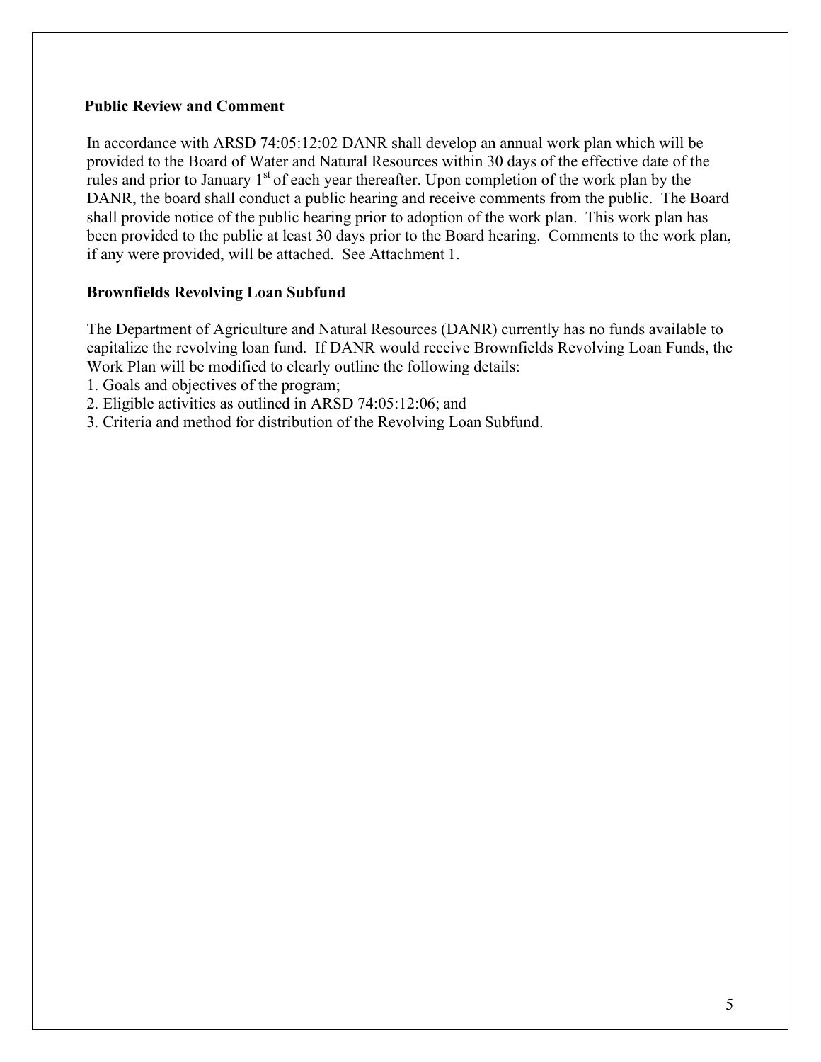## Public Review and Comment

In accordance with ARSD 74:05:12:02 DANR shall develop an annual work plan which will be provided to the Board of Water and Natural Resources within 30 days of the effective date of the rules and prior to January 1st of each year thereafter. Upon completion of the work plan by the DANR, the board shall conduct a public hearing and receive comments from the public. The Board shall provide notice of the public hearing prior to adoption of the work plan. This work plan has been provided to the public at least 30 days prior to the Board hearing. Comments to the work plan, if any were provided, will be attached. See Attachment 1.

## Brownfields Revolving Loan Subfund

The Department of Agriculture and Natural Resources (DANR) currently has no funds available to capitalize the revolving loan fund. If DANR would receive Brownfields Revolving Loan Funds, the Work Plan will be modified to clearly outline the following details:

1. Goals and objectives of the program;
2. Eligible activities as outlined in ARSD 74:05:12:06; and
3. Criteria and method for distribution of the Revolving Loan Subfund.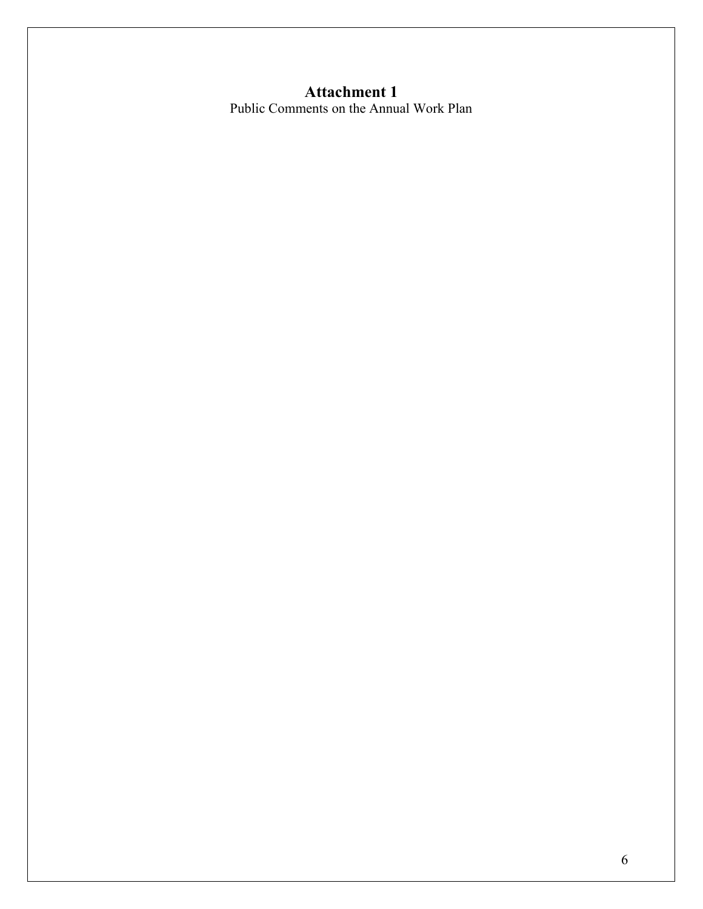# Attachment 1

Public Comments on the Annual Work Plan